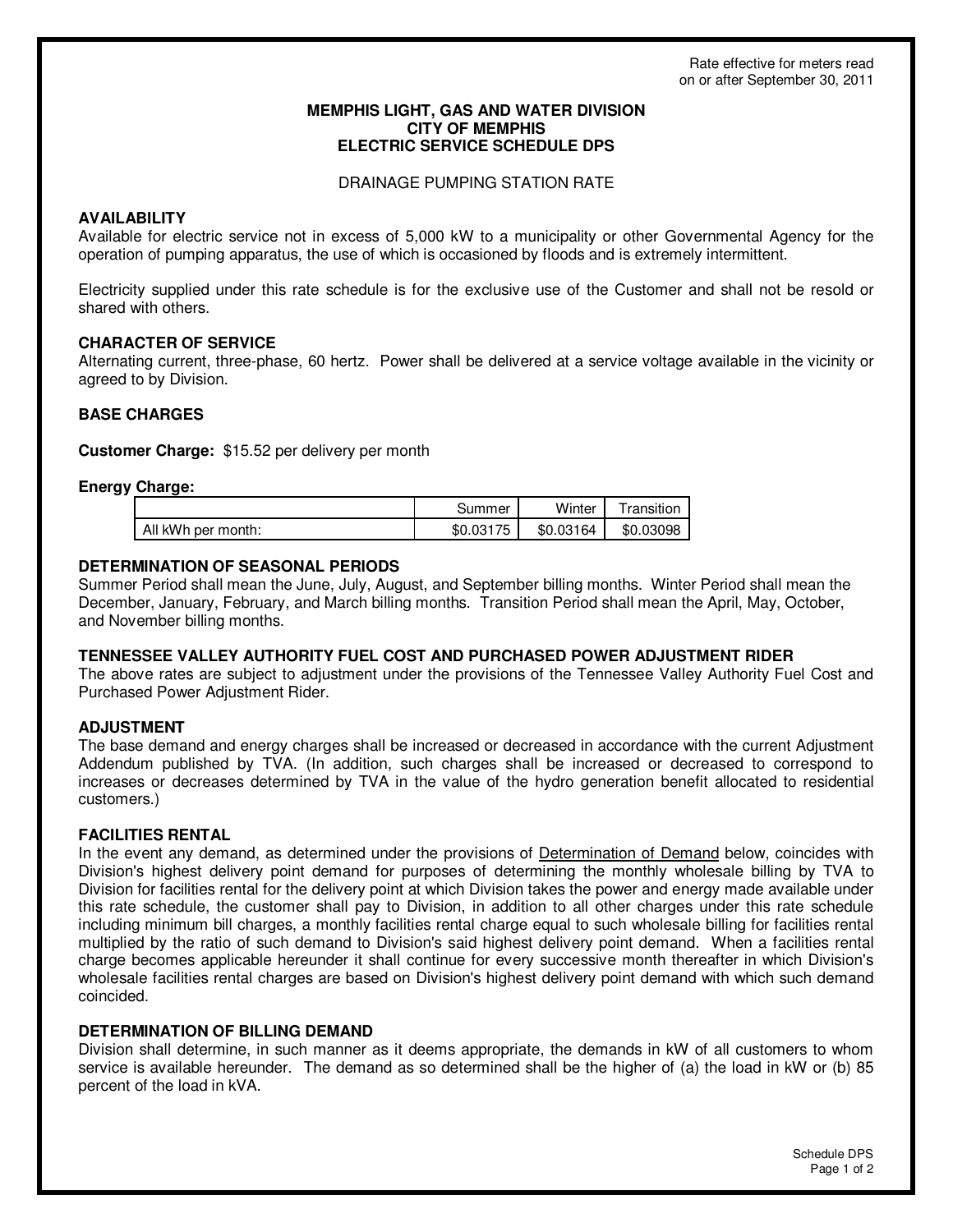Rate effective for meters read
on or after September 30, 2011

# MEMPHIS LIGHT, GAS AND WATER DIVISION
# CITY OF MEMPHIS
# ELECTRIC SERVICE SCHEDULE DPS

DRAINAGE PUMPING STATION RATE

## AVAILABILITY

Available for electric service not in excess of 5,000 kW to a municipality or other Governmental Agency for the operation of pumping apparatus, the use of which is occasioned by floods and is extremely intermittent.

Electricity supplied under this rate schedule is for the exclusive use of the Customer and shall not be resold or shared with others.

## CHARACTER OF SERVICE

Alternating current, three-phase, 60 hertz. Power shall be delivered at a service voltage available in the vicinity or agreed to by Division.

## BASE CHARGES

**Customer Charge:** $15.52 per delivery per month

**Energy Charge:**

| | Summer | Winter | Transition |
|---|---|---|---|
| All kWh per month: | $0.03175 | $0.03164 | $0.03098 |

## DETERMINATION OF SEASONAL PERIODS

Summer Period shall mean the June, July, August, and September billing months. Winter Period shall mean the December, January, February, and March billing months. Transition Period shall mean the April, May, October, and November billing months.

## TENNESSEE VALLEY AUTHORITY FUEL COST AND PURCHASED POWER ADJUSTMENT RIDER

The above rates are subject to adjustment under the provisions of the Tennessee Valley Authority Fuel Cost and Purchased Power Adjustment Rider.

## ADJUSTMENT

The base demand and energy charges shall be increased or decreased in accordance with the current Adjustment Addendum published by TVA. (In addition, such charges shall be increased or decreased to correspond to increases or decreases determined by TVA in the value of the hydro generation benefit allocated to residential customers.)

## FACILITIES RENTAL

In the event any demand, as determined under the provisions of Determination of Demand below, coincides with Division's highest delivery point demand for purposes of determining the monthly wholesale billing by TVA to Division for facilities rental for the delivery point at which Division takes the power and energy made available under this rate schedule, the customer shall pay to Division, in addition to all other charges under this rate schedule including minimum bill charges, a monthly facilities rental charge equal to such wholesale billing for facilities rental multiplied by the ratio of such demand to Division's said highest delivery point demand. When a facilities rental charge becomes applicable hereunder it shall continue for every successive month thereafter in which Division's wholesale facilities rental charges are based on Division's highest delivery point demand with which such demand coincided.

## DETERMINATION OF BILLING DEMAND

Division shall determine, in such manner as it deems appropriate, the demands in kW of all customers to whom service is available hereunder. The demand as so determined shall be the higher of (a) the load in kW or (b) 85 percent of the load in kVA.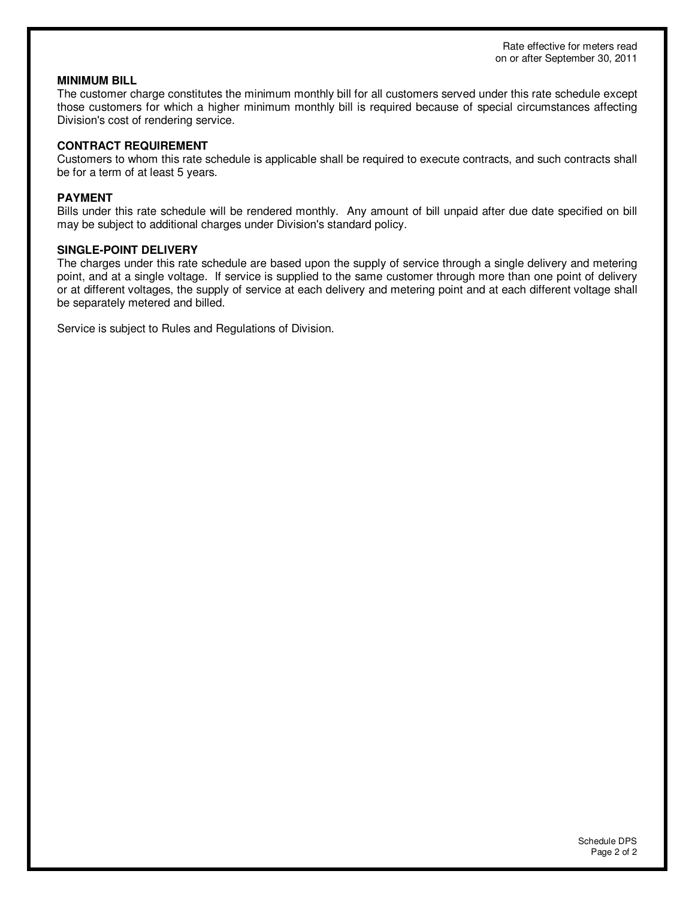Rate effective for meters read on or after September 30, 2011

**MINIMUM BILL**
The customer charge constitutes the minimum monthly bill for all customers served under this rate schedule except those customers for which a higher minimum monthly bill is required because of special circumstances affecting Division's cost of rendering service.

**CONTRACT REQUIREMENT**
Customers to whom this rate schedule is applicable shall be required to execute contracts, and such contracts shall be for a term of at least 5 years.

**PAYMENT**
Bills under this rate schedule will be rendered monthly. Any amount of bill unpaid after due date specified on bill may be subject to additional charges under Division's standard policy.

**SINGLE-POINT DELIVERY**
The charges under this rate schedule are based upon the supply of service through a single delivery and metering point, and at a single voltage. If service is supplied to the same customer through more than one point of delivery or at different voltages, the supply of service at each delivery and metering point and at each different voltage shall be separately metered and billed.

Service is subject to Rules and Regulations of Division.